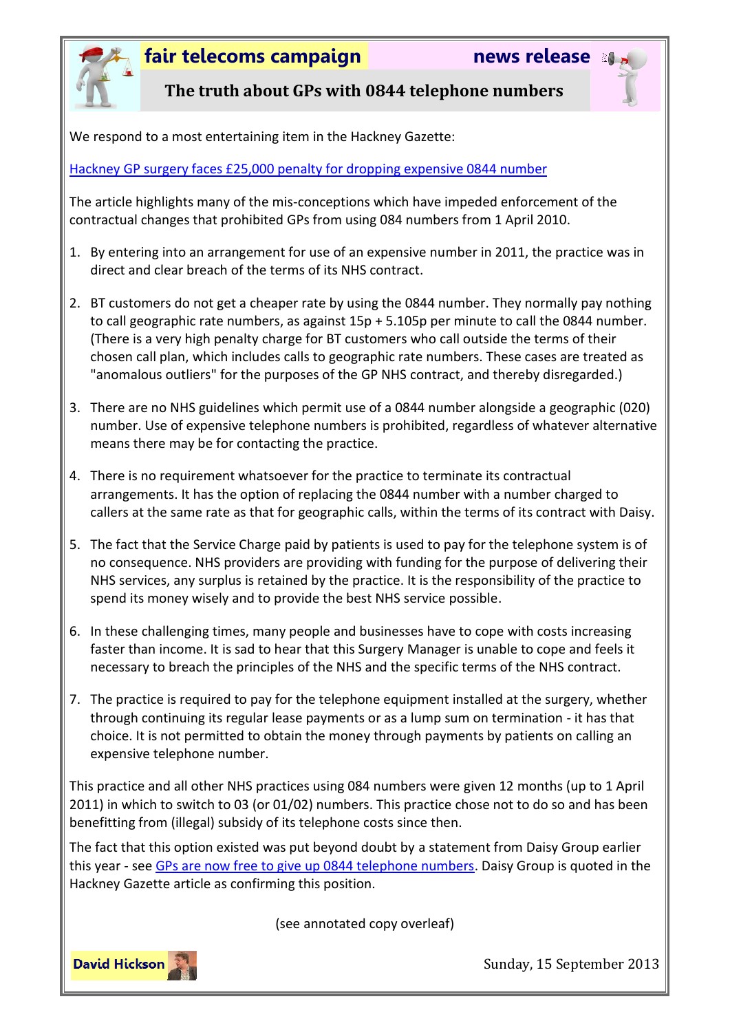**fair telecoms campaign** **news release**

# The truth about GPs with 0844 telephone numbers

We respond to a most entertaining item in the Hackney Gazette:

Hackney GP surgery faces £25,000 penalty for dropping expensive 0844 number

The article highlights many of the mis-conceptions which have impeded enforcement of the contractual changes that prohibited GPs from using 084 numbers from 1 April 2010.

1. By entering into an arrangement for use of an expensive number in 2011, the practice was in direct and clear breach of the terms of its NHS contract.
2. BT customers do not get a cheaper rate by using the 0844 number. They normally pay nothing to call geographic rate numbers, as against 15p + 5.105p per minute to call the 0844 number. (There is a very high penalty charge for BT customers who call outside the terms of their chosen call plan, which includes calls to geographic rate numbers. These cases are treated as "anomalous outliers" for the purposes of the GP NHS contract, and thereby disregarded.)
3. There are no NHS guidelines which permit use of a 0844 number alongside a geographic (020) number. Use of expensive telephone numbers is prohibited, regardless of whatever alternative means there may be for contacting the practice.
4. There is no requirement whatsoever for the practice to terminate its contractual arrangements. It has the option of replacing the 0844 number with a number charged to callers at the same rate as that for geographic calls, within the terms of its contract with Daisy.
5. The fact that the Service Charge paid by patients is used to pay for the telephone system is of no consequence. NHS providers are providing with funding for the purpose of delivering their NHS services, any surplus is retained by the practice. It is the responsibility of the practice to spend its money wisely and to provide the best NHS service possible.
6. In these challenging times, many people and businesses have to cope with costs increasing faster than income. It is sad to hear that this Surgery Manager is unable to cope and feels it necessary to breach the principles of the NHS and the specific terms of the NHS contract.
7. The practice is required to pay for the telephone equipment installed at the surgery, whether through continuing its regular lease payments or as a lump sum on termination - it has that choice. It is not permitted to obtain the money through payments by patients on calling an expensive telephone number.

This practice and all other NHS practices using 084 numbers were given 12 months (up to 1 April 2011) in which to switch to 03 (or 01/02) numbers. This practice chose not to do so and has been benefitting from (illegal) subsidy of its telephone costs since then.

The fact that this option existed was put beyond doubt by a statement from Daisy Group earlier this year - see GPs are now free to give up 0844 telephone numbers. Daisy Group is quoted in the Hackney Gazette article as confirming this position.

(see annotated copy overleaf)

**David Hickson**

Sunday, 15 September 2013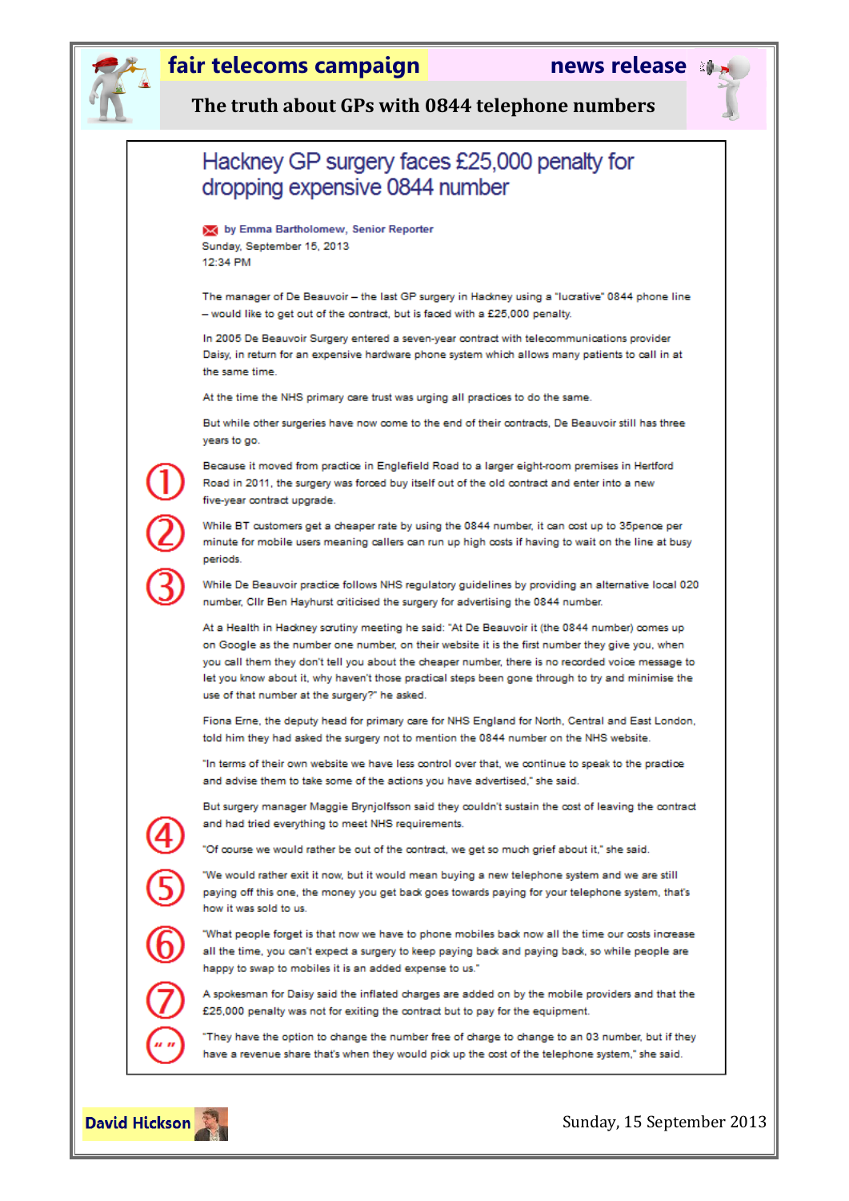**fair telecoms campaign** **news release**

**The truth about GPs with 0844 telephone numbers**

## Hackney GP surgery faces £25,000 penalty for dropping expensive 0844 number

by Emma Bartholomew, Senior Reporter
Sunday, September 15, 2013
12:34 PM

The manager of De Beauvoir – the last GP surgery in Hackney using a "lucrative" 0844 phone line – would like to get out of the contract, but is faced with a £25,000 penalty.

In 2005 De Beauvoir Surgery entered a seven-year contract with telecommunications provider Daisy, in return for an expensive hardware phone system which allows many patients to call in at the same time.

At the time the NHS primary care trust was urging all practices to do the same.

But while other surgeries have now come to the end of their contracts, De Beauvoir still has three years to go.

① Because it moved from practice in Englefield Road to a larger eight-room premises in Hertford Road in 2011, the surgery was forced buy itself out of the old contract and enter into a new five-year contract upgrade.

② While BT customers get a cheaper rate by using the 0844 number, it can cost up to 35pence per minute for mobile users meaning callers can run up high costs if having to wait on the line at busy periods.

③ While De Beauvoir practice follows NHS regulatory guidelines by providing an alternative local 020 number, Cllr Ben Hayhurst criticised the surgery for advertising the 0844 number.

At a Health in Hackney scrutiny meeting he said: "At De Beauvoir it (the 0844 number) comes up on Google as the number one number, on their website it is the first number they give you, when you call them they don't tell you about the cheaper number, there is no recorded voice message to let you know about it, why haven't those practical steps been gone through to try and minimise the use of that number at the surgery?" he asked.

Fiona Erne, the deputy head for primary care for NHS England for North, Central and East London, told him they had asked the surgery not to mention the 0844 number on the NHS website.

"In terms of their own website we have less control over that, we continue to speak to the practice and advise them to take some of the actions you have advertised," she said.

But surgery manager Maggie Brynjolfsson said they couldn't sustain the cost of leaving the contract and had tried everything to meet NHS requirements.

④ "Of course we would rather be out of the contract, we get so much grief about it," she said.

⑤ "We would rather exit it now, but it would mean buying a new telephone system and we are still paying off this one, the money you get back goes towards paying for your telephone system, that's how it was sold to us.

⑥ "What people forget is that now we have to phone mobiles back now all the time our costs increase all the time, you can't expect a surgery to keep paying back and paying back, so while people are happy to swap to mobiles it is an added expense to us."

⑦ A spokesman for Daisy said the inflated charges are added on by the mobile providers and that the £25,000 penalty was not for exiting the contract but to pay for the equipment.

" " "They have the option to change the number free of charge to change to an 03 number, but if they have a revenue share that's when they would pick up the cost of the telephone system," she said.

**David Hickson**

Sunday, 15 September 2013